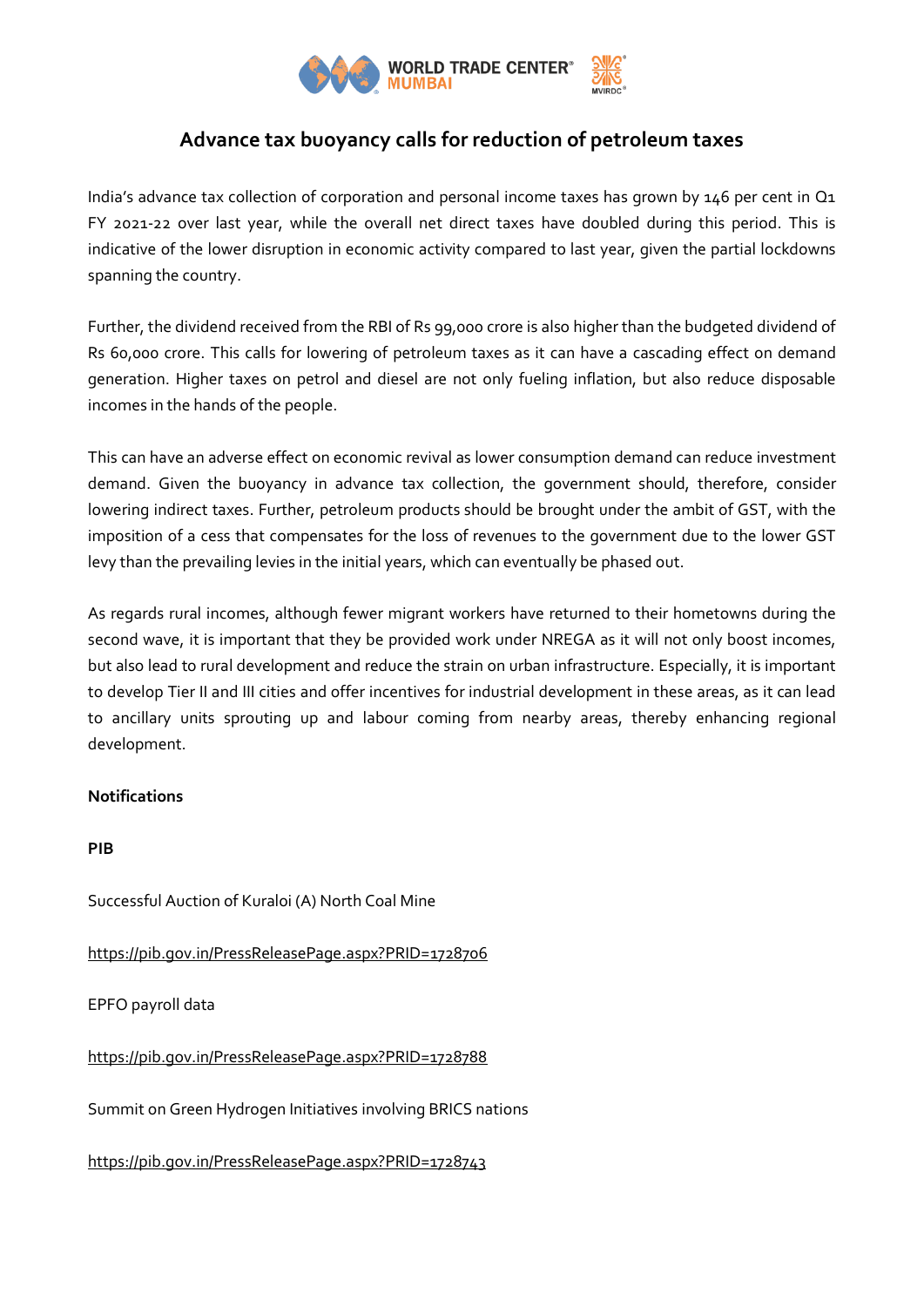# Advance tax buoyancy calls for reduction of petroleum taxes

India's advance tax collection of corporation and personal income taxes has grown by 146 per cent in Q1 FY 2021-22 over last year, while the overall net direct taxes have doubled during this period. This is indicative of the lower disruption in economic activity compared to last year, given the partial lockdowns spanning the country.

Further, the dividend received from the RBI of Rs 99,000 crore is also higher than the budgeted dividend of Rs 60,000 crore. This calls for lowering of petroleum taxes as it can have a cascading effect on demand generation. Higher taxes on petrol and diesel are not only fueling inflation, but also reduce disposable incomes in the hands of the people.

This can have an adverse effect on economic revival as lower consumption demand can reduce investment demand. Given the buoyancy in advance tax collection, the government should, therefore, consider lowering indirect taxes. Further, petroleum products should be brought under the ambit of GST, with the imposition of a cess that compensates for the loss of revenues to the government due to the lower GST levy than the prevailing levies in the initial years, which can eventually be phased out.

As regards rural incomes, although fewer migrant workers have returned to their hometowns during the second wave, it is important that they be provided work under NREGA as it will not only boost incomes, but also lead to rural development and reduce the strain on urban infrastructure. Especially, it is important to develop Tier II and III cities and offer incentives for industrial development in these areas, as it can lead to ancillary units sprouting up and labour coming from nearby areas, thereby enhancing regional development.

**Notifications**

**PIB**

Successful Auction of Kuraloi (A) North Coal Mine

https://pib.gov.in/PressReleasePage.aspx?PRID=1728706

EPFO payroll data

https://pib.gov.in/PressReleasePage.aspx?PRID=1728788

Summit on Green Hydrogen Initiatives involving BRICS nations

https://pib.gov.in/PressReleasePage.aspx?PRID=1728743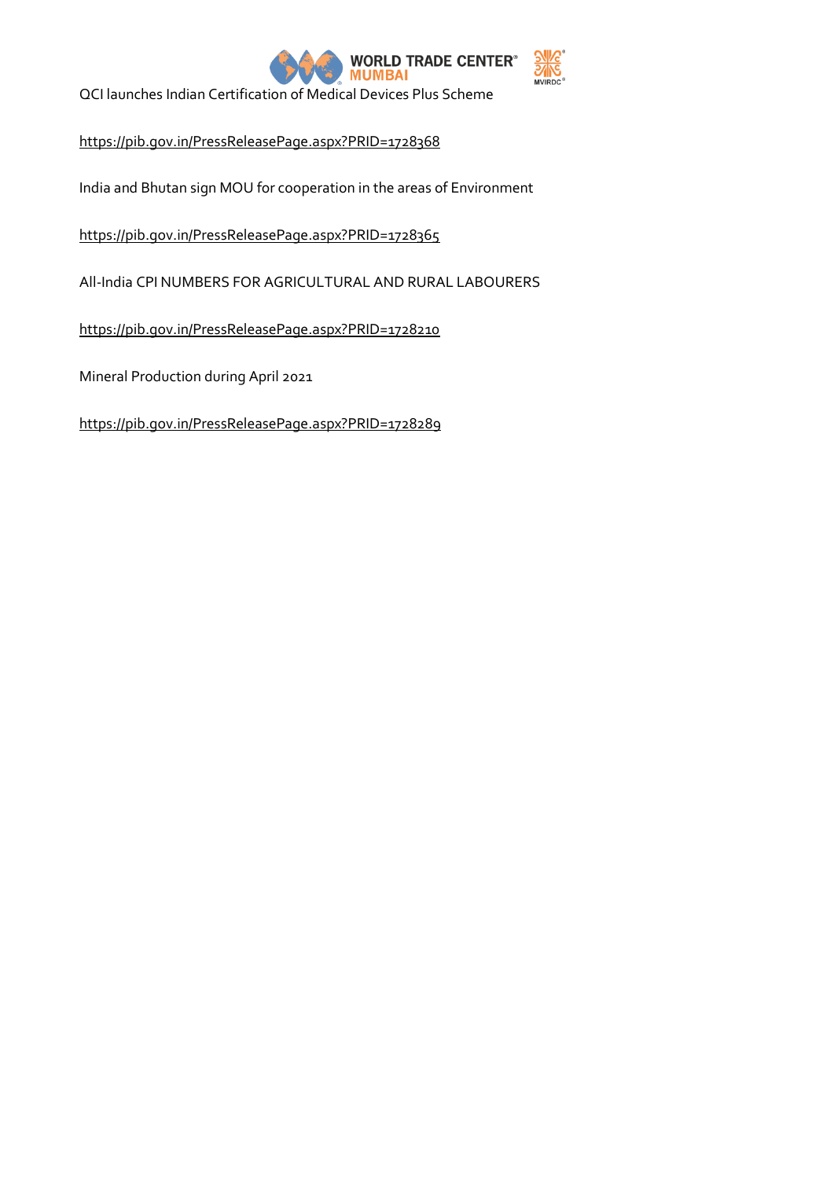QCI launches Indian Certification of Medical Devices Plus Scheme

https://pib.gov.in/PressReleasePage.aspx?PRID=1728368

India and Bhutan sign MOU for cooperation in the areas of Environment

https://pib.gov.in/PressReleasePage.aspx?PRID=1728365

All-India CPI NUMBERS FOR AGRICULTURAL AND RURAL LABOURERS

https://pib.gov.in/PressReleasePage.aspx?PRID=1728210

Mineral Production during April 2021

https://pib.gov.in/PressReleasePage.aspx?PRID=1728289